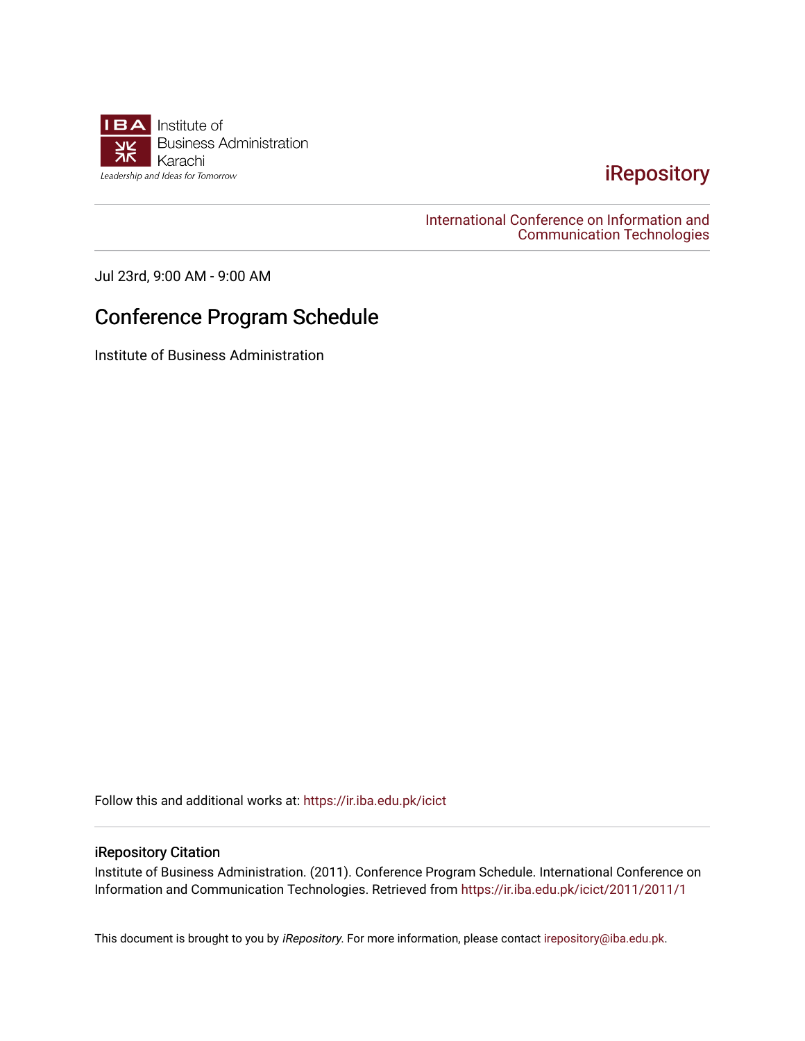Institute of Business Administration Karachi

Leadership and Ideas for Tomorrow

iRepository

International Conference on Information and Communication Technologies

Jul 23rd, 9:00 AM - 9:00 AM

# Conference Program Schedule

Institute of Business Administration

Follow this and additional works at: https://ir.iba.edu.pk/icict

## iRepository Citation

Institute of Business Administration. (2011). Conference Program Schedule. International Conference on Information and Communication Technologies. Retrieved from https://ir.iba.edu.pk/icict/2011/2011/1

This document is brought to you by *iRepository*. For more information, please contact irepository@iba.edu.pk.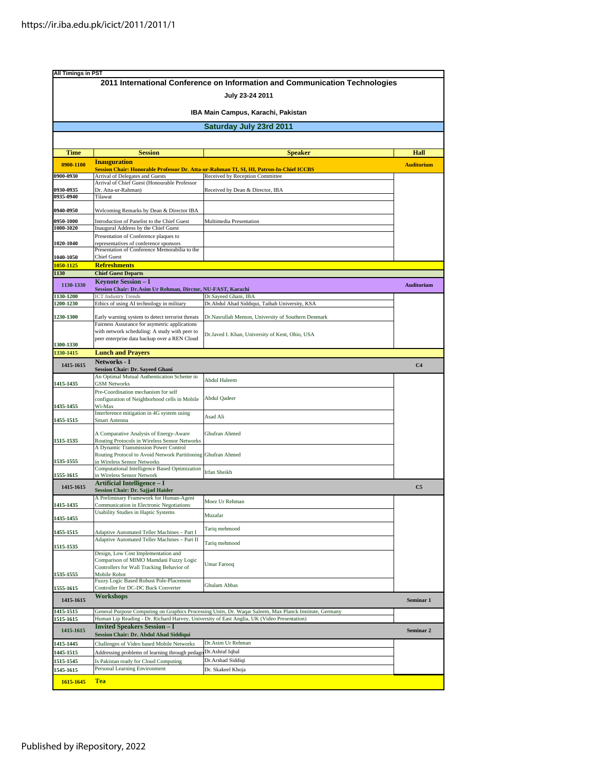All Timings in PST

# 2011 International Conference on Information and Communication Technologies

**July 23-24 2011**

**IBA Main Campus, Karachi, Pakistan**

## Saturday July 23rd 2011

| Time | Session | Speaker | Hall |
|---|---|---|---|
| **0900-1100** | **Inauguration** **Session Chair: Honorable Professor Dr. Atta-ur-Rahman TI, SI, HI, Patron-In-Chief ICCBS** | | **Auditorium** |
| 0900-0930 | Arrival of Delegates and Guests | Received by Reception Committee | |
| 0930-0935 | Arrival of Chief Guest (Honourable Professor Dr. Atta-ur-Rahman) | Received by Dean & Director, IBA | |
| 0935-0940 | Tilawat | | |
| 0940-0950 | Welcoming Remarks by Dean & Director IBA | | |
| 0950-1000 | Introduction of Panelist to the Chief Guest | Multimedia Presentation | |
| 1000-1020 | Inaugural Address by the Chief Guest | | |
| 1020-1040 | Presentation of Conference plaques to representatives of conference sponsors | | |
| 1040-1050 | Presentation of Conference Memorabilia to the Chief Guest | | |
| **1050-1125** | **Refreshments** | | |
| **1130** | **Chief Guest Departs** | | |
| **1130-1330** | **Keynote Session – I** **Session Chair: Dr.Asim Ur Rehman, Dirctor, NU-FAST, Karachi** | | **Auditorium** |
| 1130-1200 | ICT Industry Trends | Dr.Sayeed Ghani, IBA | |
| 1200-1230 | Ethics of using AI technology in military | Dr.Abdul Ahad Siddiqui, Taibah University, KSA | |
| 1230-1300 | Early warning system to detect terrorist threats | Dr.Nasrullah Memon, University of Southern Denmark | |
| 1300-1330 | Fairness Assurance for asymetric applications with network scheduling: A study with peer to peer enterprise data backup over a REN Cloud | Dr.Javed I. Khan, University of Kent, Ohio, USA | |
| **1330-1415** | **Lunch and Prayers** | | |
| **1415-1615** | **Networks - I** **Session Chair: Dr. Sayeed Ghani** | | **C4** |
| 1415-1435 | An Optimal Mutual Authentication Scheme in GSM Networks | Abdul Haleem | |
| 1435-1455 | Pre-Coordination mechanism for self configuration of Neighborhood cells in Mobile Wi-Max | Abdul Qadeer | |
| 1455-1515 | Interference mitigation in 4G system using Smart Antenna | Asad Ali | |
| 1515-1535 | A Comparative Analysis of Energy-Aware Routing Protocols in Wireless Sensor Networks | Ghufran Ahmed | |
| 1535-1555 | A Dynamic Transmission Power Control Routing Protocol to Avoid Network Partitioning in Wireless Sensor Networks | Ghufran Ahmed | |
| 1555-1615 | Computational Intelligence Based Optimization in Wireless Sensor Network | Irfan Sheikh | |
| **1415-1615** | **Artificial Intelligence – I** **Session Chair: Dr. Sajjad Haider** | | **C5** |
| 1415-1435 | A Preliminary Framework for Human-Agent Communication in Electronic Negotiations | Moez Ur Rehman | |
| 1435-1455 | Usability Studies in Haptic Systems | Muzafar | |
| 1455-1515 | Adaptive Automated Teller Machines – Part I | Tariq mehmood | |
| 1515-1535 | Adaptive Automated Teller Machines – Part II | Tariq mehmood | |
| 1535-1555 | Design, Low Cost Implementation and Comparison of MIMO Mamdani Fuzzy Logic Controllers for Wall Tracking Behavior of Mobile Robot | Umar Farooq | |
| 1555-1615 | Fuzzy Logic Based Robust Pole-Placement Controller for DC-DC Buck Converter | Ghulam Abbas | |
| **1415-1615** | **Workshops** | | **Seminar 1** |
| 1415-1515 | General Purpose Computing on Graphics Processing Units, Dr. Waqar Saleem, Max Planck Institute, Germany | | |
| 1515-1615 | Human Lip Reading - Dr. Richard Harvey, University of East Anglia, UK (Video Presentation) | | |
| **1415-1615** | **Invited Speakers Session – I** **Session Chair: Dr. Abdul Ahad Siddiqui** | | **Seminar 2** |
| 1415-1445 | Challenges of Video based Mobile Networks | Dr.Asim Ur Rehman | |
| 1445-1515 | Addressing problems of learning through pedago | Dr.Ashraf Iqbal | |
| 1515-1545 | Is Pakistan ready for Cloud Computing | Dr.Arshad Siddiqi | |
| 1545-1615 | Personal Learning Environment | Dr. Skakeel Khoja | |
| **1615-1645** | **Tea** | | |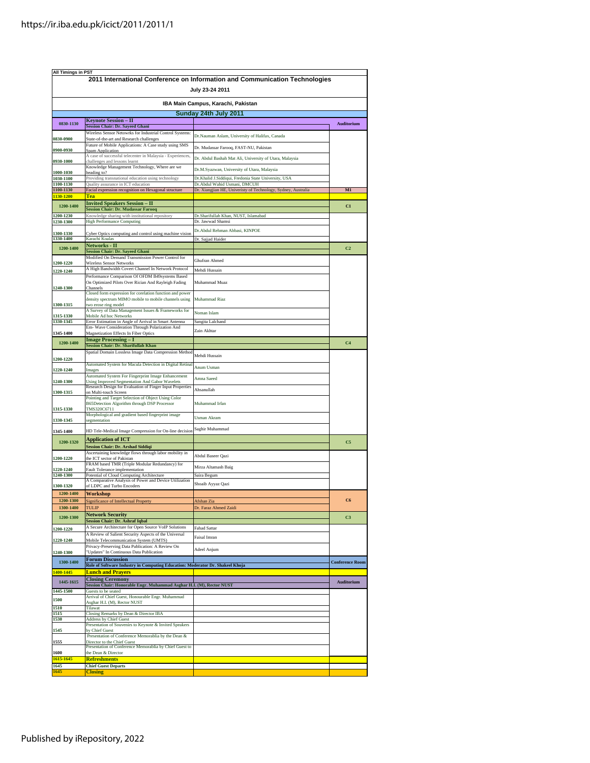https://ir.iba.edu.pk/icict/2011/2011/1

| | | | |
|---|---|---|---|
| **All Timings in PST** | | | |
| **2011 International Conference on Information and Communication Technologies** | | | |
| **July 23-24 2011** | | | |
| **IBA Main Campus, Karachi, Pakistan** | | | |
| **Sunday 24th July 2011** | | | |
| **0830-1130** | **Keynote Session – II** **Session Chair: Dr. Sayeed Ghani** | | **Auditorium** |
| 0830-0900 | Wireless Sensor Netowrks for Industrial Control Systems: State-of-the-art and Research challenges | Dr.Nauman Aslam, University of Halifax, Canada | |
| 0900-0930 | Future of Mobile Applications: A Case study using SMS Spam Application | Dr. Mudassar Farooq, FAST-NU, Pakistan | |
| 0930-1000 | A case of successful telecenter in Malaysia - Experiences, challenges and lessons learnt | Dr. Abdul Bashah Mat Ali, University of Utara, Malaysia | |
| 1000-1030 | Knowledge Management Technology, Where are we heading to? | Dr.M.Syazwan, University of Utara, Malaysia | |
| 1030-1100 | Providing transnational education using technology | Dr.Khalid J.Siddiqui, Fredonia State University, USA | |
| 1100-1130 | Quality assurance in ICT education | Dr.Abdul Wahid Usmani, DMCUH | |
| 1100-1130 | Facial expression recognition on Hexagonal structure | Dr. Xiangjian HE, Univeristy of Technology, Sydney, Australia | **M1** |
| 1130-1200 | **Tea** | | |
| **1200-1400** | **Invited Speakers Session – II** **Session Chair: Dr. Mudassar Farooq** | | **C1** |
| 1200-1230 | Knowledge sharing with institutional repository | Dr.Sharifullah Khan, NUST, Islamabad | |
| 1230-1300 | High Performance Computing | Dr. Jawwad Shamsi | |
| 1300-1330 | Cyber Optics computing and control using machine vision | Dr.Abdul Rehman Abbasi, KINPOE | |
| 1330-1400 | Karachi Koalas | Dr. Sajjad Haider | |
| **1200-1400** | **Networks - II** **Session Chair: Dr. Sayeed Ghani** | | **C2** |
| 1200-1220 | Modified On Demand Transmission Power Control for Wireless Sensor Networks | Ghufran Ahmed | |
| 1220-1240 | A High Bandwidth Covert Channel In Network Protocol | Mehdi Hussain | |
| 1240-1300 | Performance Comparison Of OFDM B49systems Based On Optimized Pilots Over Rician And Rayleigh Fading Channels | Muhammad Muaz | |
| 1300-1315 | Closed form expression for corelation function and power density spectrum MIMO mobile to mobile channels using two erose ring model | Muhammad Riaz | |
| 1315-1330 | A Survey of Data Management Issues & Frameworks for Mobile Ad hoc Networks | Noman Islam | |
| 1330-1345 | Error Estimation in Angle of Arrival in Smart Antenna | Sangita Lalchand | |
| 1345-1400 | Em- Wave Consideration Through Polarization And Magnetization Effects In Fiber Optics | Zain Akhtar | |
| **1200-1400** | **Image Processing – I** **Session Chair: Dr. Sharifullah Khan** | | **C4** |
| 1200-1220 | Spatial Domain Lossless Image Data Compression Method | Mehdi Hussain | |
| 1220-1240 | Automated System for Macula Detection in Digital Retinal Images | Anum Usman | |
| 1240-1300 | Automated System For Fingerprint Image Enhancement Using Improved Segmentation And Gabor Wavelets | Amna Saeed | |
| 1300-1315 | Research Design for Evaluation of Finger Input Properties on Multi-touch Screen | Ahsanullah | |
| 1315-1330 | Pointing and Target Selection of Object Using Color B65Detection Algorithm through DSP Processor TMS320C6711 | Muhammad Irfan | |
| 1330-1345 | Morphological and gradient based fingerprint image segmentation | Usman Akram | |
| 1345-1400 | HD Tele-Medical Image Compression for On-line decision | Saghir Muhammad | |
| **1200-1320** | **Application of ICT** **Session Chair: Dr. Arshad Siddiqi** | | **C5** |
| 1200-1220 | Ascertaining knowledge flows through labor mobility in the ICT sector of Pakistan | Abdul Baseer Qazi | |
| 1220-1240 | FRAM based TMR (Triple Modular Redundancy) for Fault Tolerance implementation | Mirza Altamash Baig | |
| 1240-1300 | Potential of Cloud Computing Architecture | Saira Begum | |
| 1300-1320 | A Comparative Analysis of Power and Device Utilization of LDPC and Turbo Encoders | Shoaib Ayyaz Qazi | |
| **1200-1400** | **Workshop** | | **C6** |
| 1200-1300 | Significance of Intellectual Property | Afshan Zia | |
| 1300-1400 | TULIP | Dr. Faraz Ahmed Zaidi | |
| **1200-1300** | **Network Security** **Session Chair: Dr. Ashraf Iqbal** | | **C3** |
| 1200-1220 | A Secure Architecture for Open Source VoIP Solutions | Fahad Sattar | |
| 1220-1240 | A Review of Salient Security Aspects of the Universal Mobile Telecommunication System (UMTS) | Faisal Imran | |
| 1240-1300 | Privacy-Preserving Data Publication: A Review On "Updates" In Continuous Data Publication | Adeel Anjum | |
| **1300-1400** | **Forum Discussion** **Role of Software Industry in Computing Education: Moderator Dr. Shakeel Khoja** | | **Conference Room** |
| 1400-1445 | **Lunch and Prayers** | | |
| **1445-1615** | **Closing Ceremony** **Session Chair: Honorable Engr. Muhammad Asghar H.I. (M), Rector NUST** | | **Auditorium** |
| 1445-1500 | Guests to be seated | | |
| 1500 | Arrival of Chief Guest, Honourable Engr. Muhammad Asghar H.I. (M), Rector NUST | | |
| 1510 | Tilawat | | |
| 1515 | Closing Remarks by Dean & Director IBA | | |
| 1530 | Address by Chief Guest | | |
| 1545 | Presentation of Souvenirs to Keynote & Invited Speakers by Chief Guest | | |
| 1555 | Presentation of Conference Memorablia by the Dean & Director to the Chief Guest | | |
| 1600 | Presentation of Conference Memorablia by Chief Guest to the Dean & Director | | |
| 1615-1645 | **Refreshments** | | |
| 1645 | **Chief Guest Departs** | | |
| 1645 | **Closing** | | |

Published by iRepository, 2022